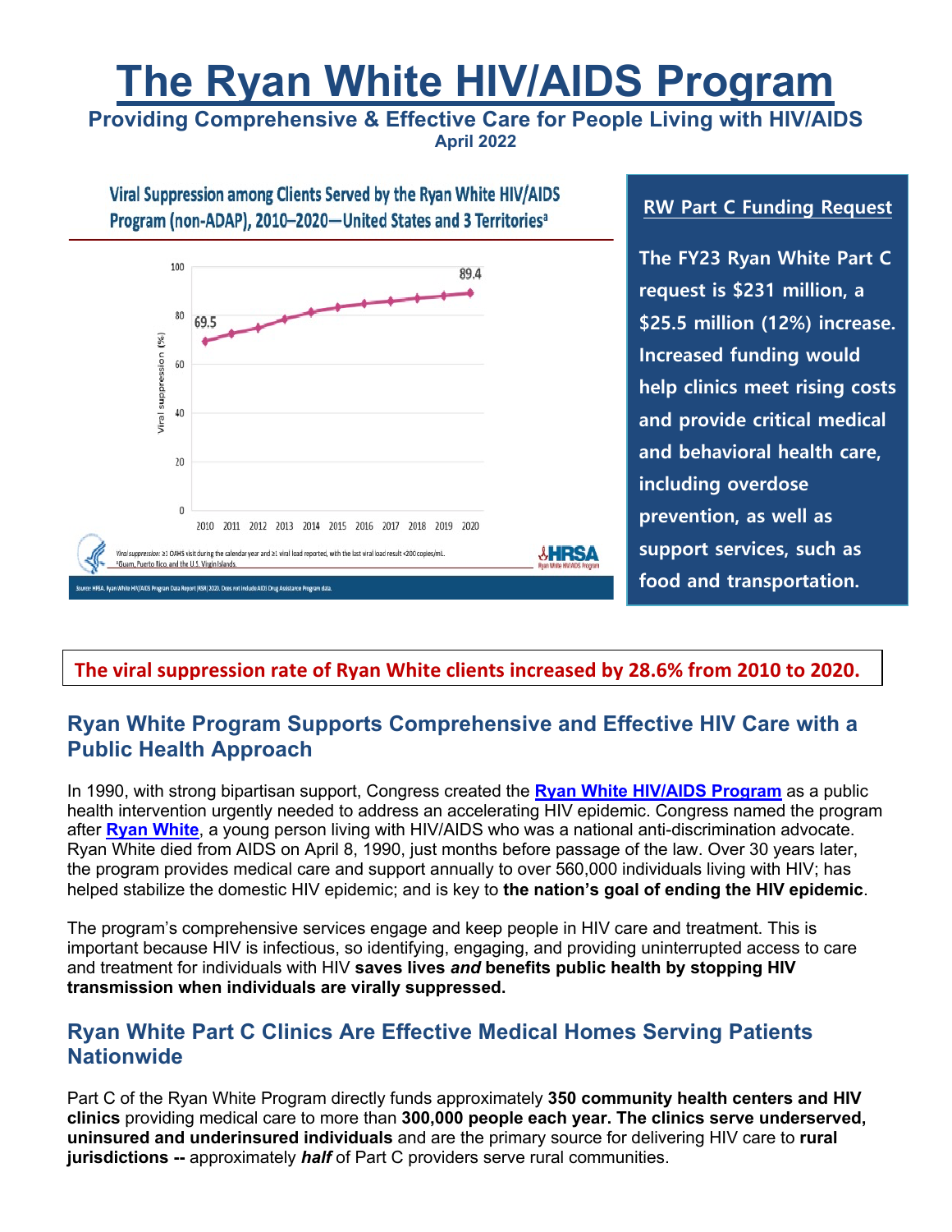# The Ryan White HIV/AIDS Program

**Providing Comprehensive & Effective Care for People Living with HIV/AIDS**
**April 2022**

**Viral Suppression among Clients Served by the Ryan White HIV/AIDS Program (non-ADAP), 2010–2020—United States and 3 Territories[a]**

| Year | 2010 | 2011 | 2012 | 2013 | 2014 | 2015 | 2016 | 2017 | 2018 | 2019 | 2020 |
|---|---|---|---|---|---|---|---|---|---|---|---|
| Viral suppression (%) | 69.5 | | | | | | | | | | 89.4 |

*Viral suppression:* ≥1 OAHS visit during the calendar year and ≥1 viral load reported, with the last viral load result <200 copies/mL.
[a] Guam, Puerto Rico, and the U.S. Virgin Islands.

Source: HRSA. Ryan White HIV/AIDS Program Data Report (RSR) 2020. Does not include AIDS Drug Assistance Program data.

**RW Part C Funding Request**

**The FY23 Ryan White Part C request is $231 million, a $25.5 million (12%) increase. Increased funding would help clinics meet rising costs and provide critical medical and behavioral health care, including overdose prevention, as well as support services, such as food and transportation.**

**The viral suppression rate of Ryan White clients increased by 28.6% from 2010 to 2020.**

## Ryan White Program Supports Comprehensive and Effective HIV Care with a Public Health Approach

In 1990, with strong bipartisan support, Congress created the **Ryan White HIV/AIDS Program** as a public health intervention urgently needed to address an accelerating HIV epidemic. Congress named the program after **Ryan White**, a young person living with HIV/AIDS who was a national anti-discrimination advocate. Ryan White died from AIDS on April 8, 1990, just months before passage of the law. Over 30 years later, the program provides medical care and support annually to over 560,000 individuals living with HIV; has helped stabilize the domestic HIV epidemic; and is key to **the nation's goal of ending the HIV epidemic**.

The program's comprehensive services engage and keep people in HIV care and treatment. This is important because HIV is infectious, so identifying, engaging, and providing uninterrupted access to care and treatment for individuals with HIV **saves lives *and* benefits public health by stopping HIV transmission when individuals are virally suppressed.**

## Ryan White Part C Clinics Are Effective Medical Homes Serving Patients Nationwide

Part C of the Ryan White Program directly funds approximately **350 community health centers and HIV clinics** providing medical care to more than **300,000 people each year. The clinics serve underserved, uninsured and underinsured individuals** and are the primary source for delivering HIV care to **rural jurisdictions --** approximately ***half*** of Part C providers serve rural communities.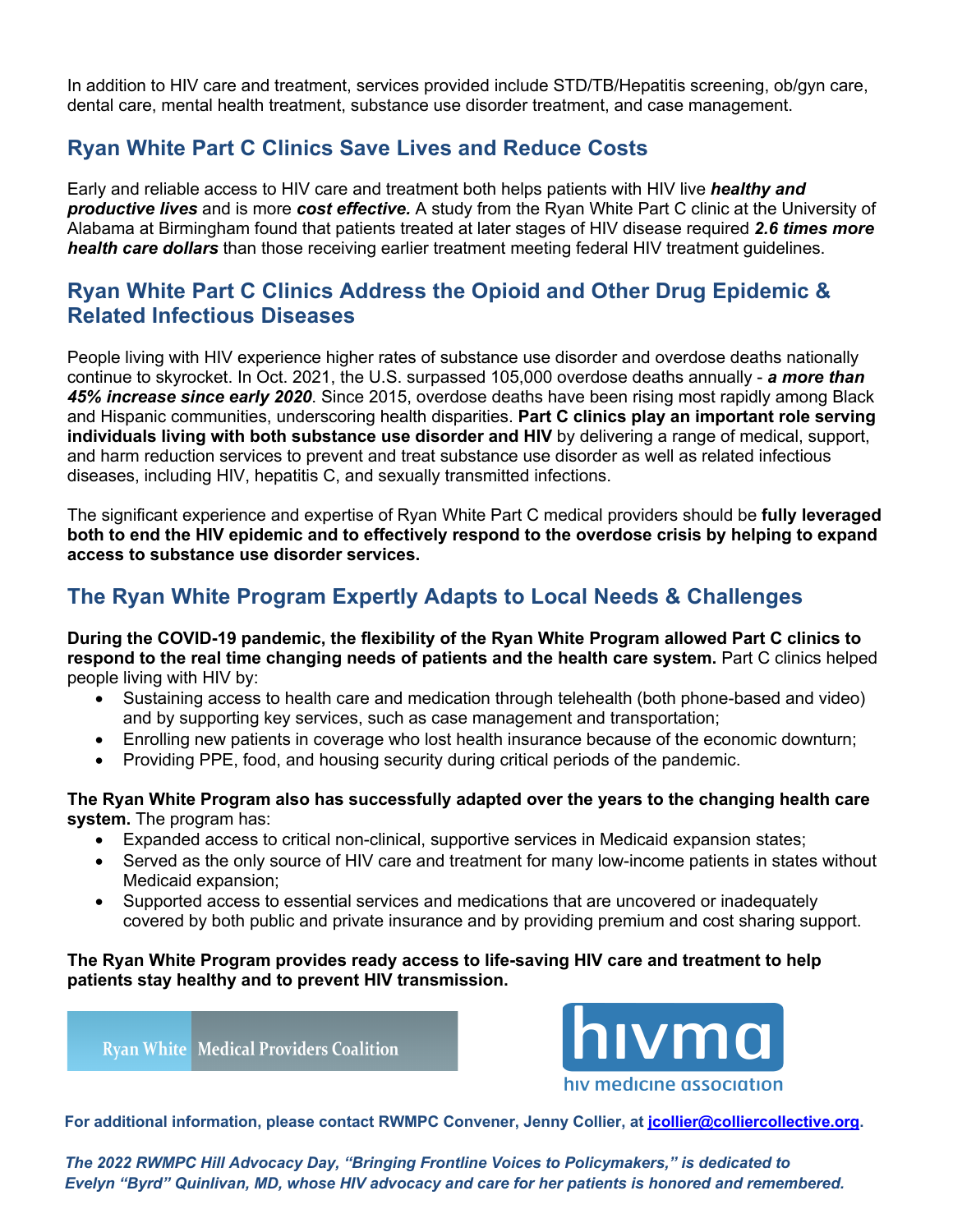In addition to HIV care and treatment, services provided include STD/TB/Hepatitis screening, ob/gyn care, dental care, mental health treatment, substance use disorder treatment, and case management.

## Ryan White Part C Clinics Save Lives and Reduce Costs

Early and reliable access to HIV care and treatment both helps patients with HIV live ***healthy and productive lives*** and is more ***cost effective.*** A study from the Ryan White Part C clinic at the University of Alabama at Birmingham found that patients treated at later stages of HIV disease required ***2.6 times more health care dollars*** than those receiving earlier treatment meeting federal HIV treatment guidelines.

## Ryan White Part C Clinics Address the Opioid and Other Drug Epidemic & Related Infectious Diseases

People living with HIV experience higher rates of substance use disorder and overdose deaths nationally continue to skyrocket. In Oct. 2021, the U.S. surpassed 105,000 overdose deaths annually - ***a more than 45% increase since early 2020***. Since 2015, overdose deaths have been rising most rapidly among Black and Hispanic communities, underscoring health disparities. **Part C clinics play an important role serving individuals living with both substance use disorder and HIV** by delivering a range of medical, support, and harm reduction services to prevent and treat substance use disorder as well as related infectious diseases, including HIV, hepatitis C, and sexually transmitted infections.

The significant experience and expertise of Ryan White Part C medical providers should be **fully leveraged both to end the HIV epidemic and to effectively respond to the overdose crisis by helping to expand access to substance use disorder services.**

## The Ryan White Program Expertly Adapts to Local Needs & Challenges

**During the COVID-19 pandemic, the flexibility of the Ryan White Program allowed Part C clinics to respond to the real time changing needs of patients and the health care system.** Part C clinics helped people living with HIV by:

- Sustaining access to health care and medication through telehealth (both phone-based and video) and by supporting key services, such as case management and transportation;
- Enrolling new patients in coverage who lost health insurance because of the economic downturn;
- Providing PPE, food, and housing security during critical periods of the pandemic.

**The Ryan White Program also has successfully adapted over the years to the changing health care system.** The program has:

- Expanded access to critical non-clinical, supportive services in Medicaid expansion states;
- Served as the only source of HIV care and treatment for many low-income patients in states without Medicaid expansion;
- Supported access to essential services and medications that are uncovered or inadequately covered by both public and private insurance and by providing premium and cost sharing support.

**The Ryan White Program provides ready access to life-saving HIV care and treatment to help patients stay healthy and to prevent HIV transmission.**

Ryan White Medical Providers Coalition

hivma
hiv medicine association

**For additional information, please contact RWMPC Convener, Jenny Collier, at [jcollier@colliercollective.org](mailto:jcollier@colliercollective.org).**

***The 2022 RWMPC Hill Advocacy Day, "Bringing Frontline Voices to Policymakers," is dedicated to Evelyn "Byrd" Quinlivan, MD, whose HIV advocacy and care for her patients is honored and remembered.***